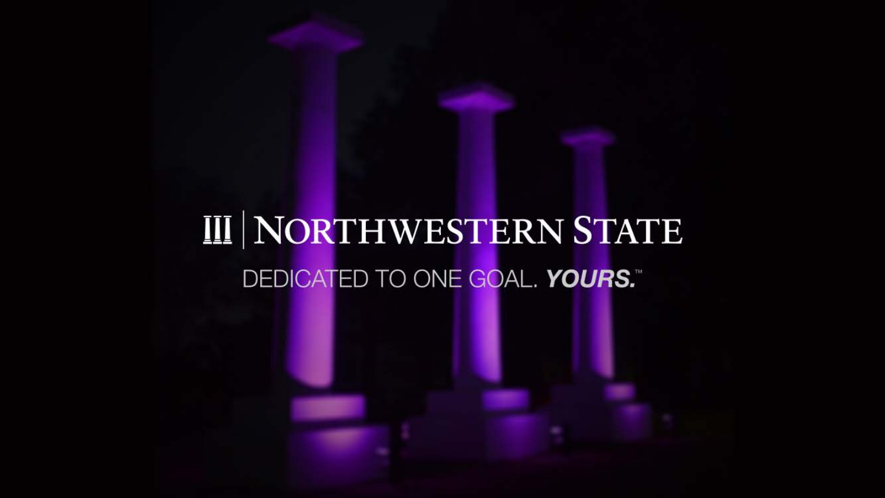# Northwestern State

DEDICATED TO ONE GOAL. ***YOURS.***™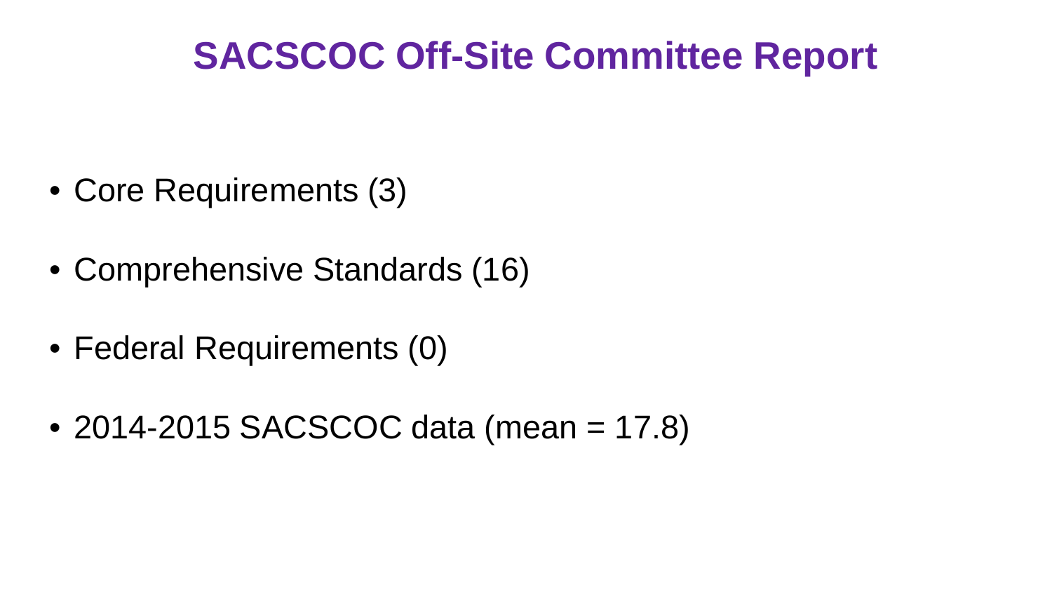# SACSCOC Off-Site Committee Report

- Core Requirements (3)
- Comprehensive Standards (16)
- Federal Requirements (0)
- 2014-2015 SACSCOC data (mean = 17.8)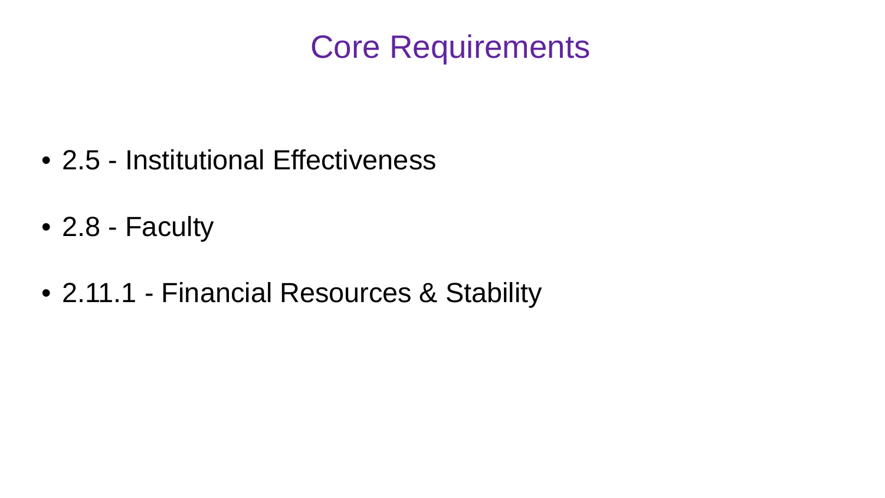# Core Requirements

- 2.5 - Institutional Effectiveness
- 2.8 - Faculty
- 2.11.1 - Financial Resources & Stability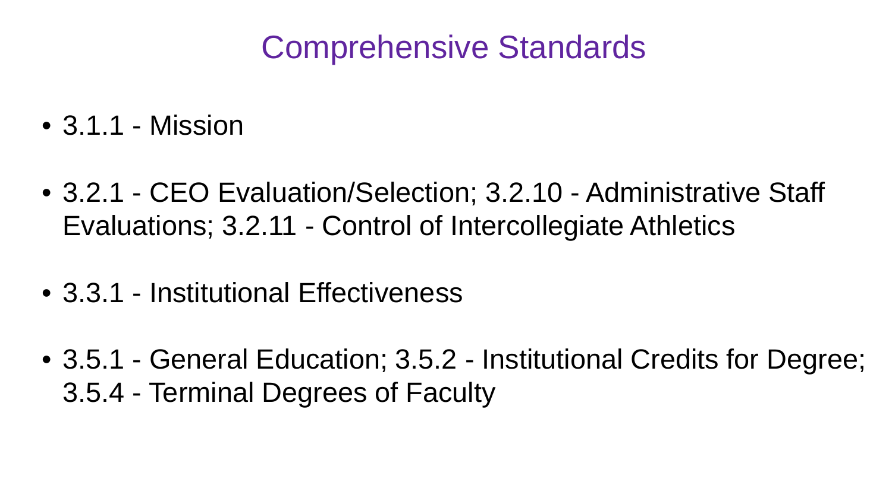# Comprehensive Standards

- 3.1.1 - Mission
- 3.2.1 - CEO Evaluation/Selection; 3.2.10 - Administrative Staff Evaluations; 3.2.11 - Control of Intercollegiate Athletics
- 3.3.1 - Institutional Effectiveness
- 3.5.1 - General Education; 3.5.2 - Institutional Credits for Degree; 3.5.4 - Terminal Degrees of Faculty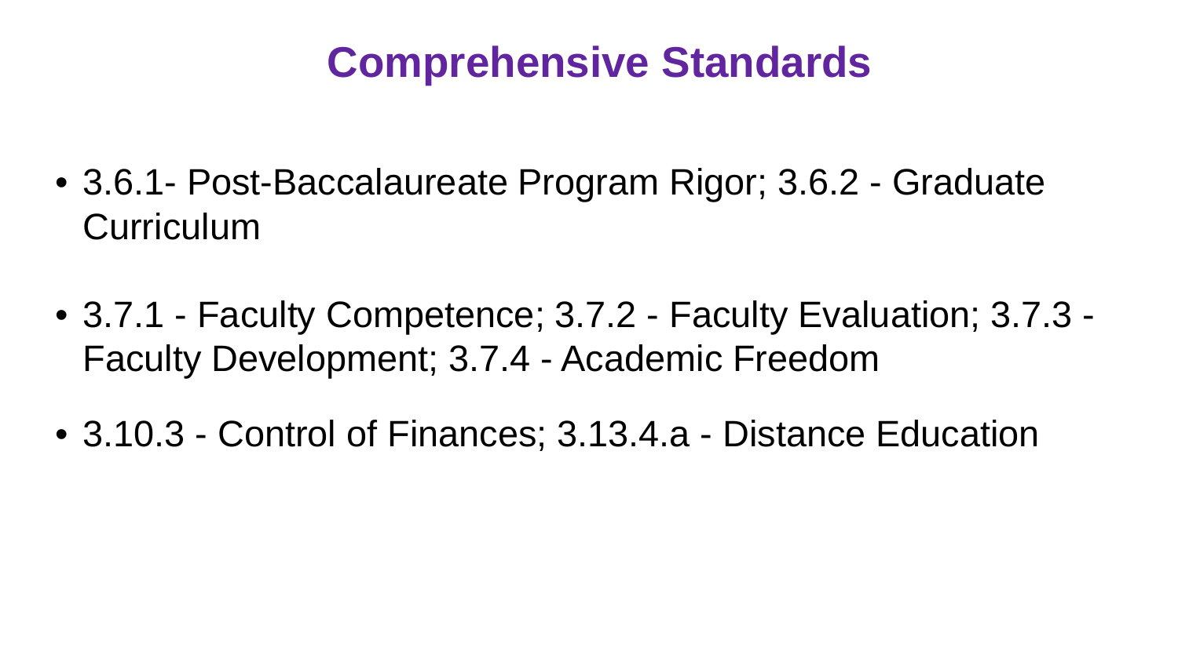# Comprehensive Standards

- 3.6.1- Post-Baccalaureate Program Rigor; 3.6.2 - Graduate Curriculum
- 3.7.1 - Faculty Competence; 3.7.2 - Faculty Evaluation; 3.7.3 - Faculty Development; 3.7.4 - Academic Freedom
- 3.10.3 - Control of Finances; 3.13.4.a - Distance Education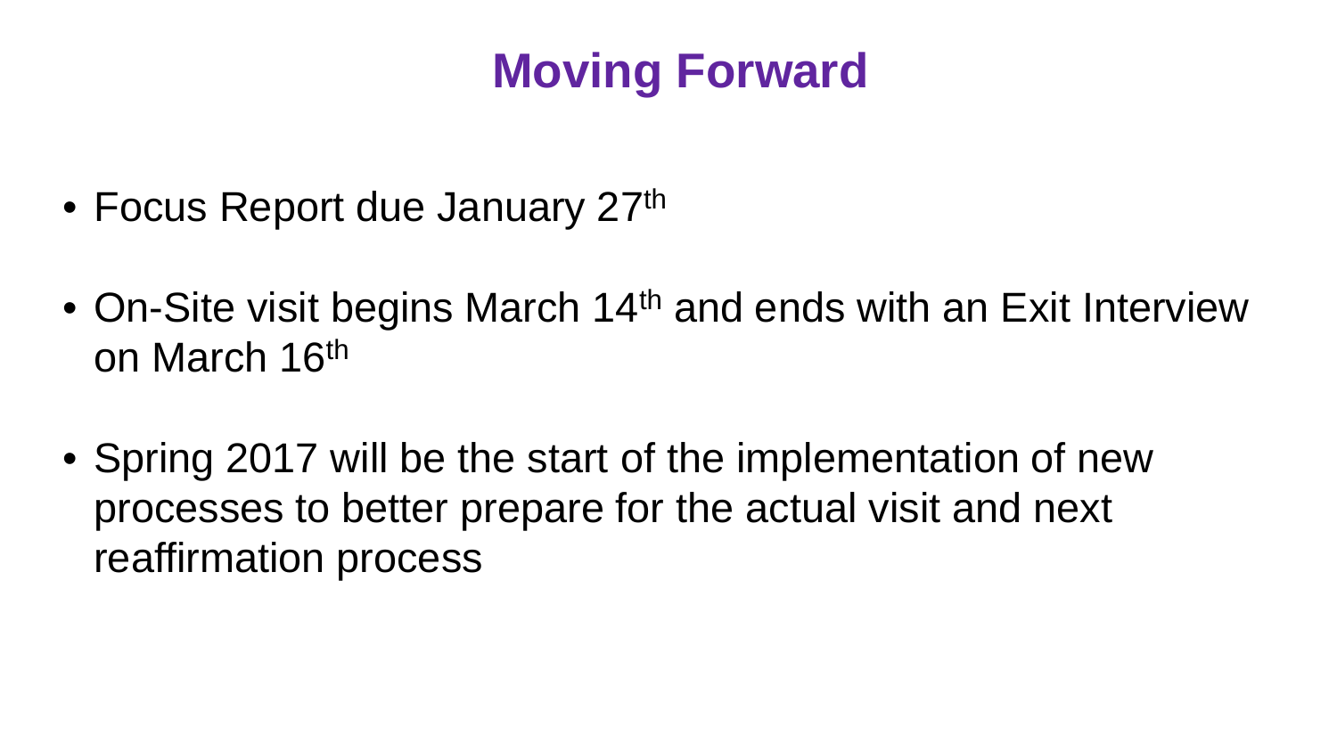# Moving Forward

- Focus Report due January 27th
- On-Site visit begins March 14th and ends with an Exit Interview on March 16th
- Spring 2017 will be the start of the implementation of new processes to better prepare for the actual visit and next reaffirmation process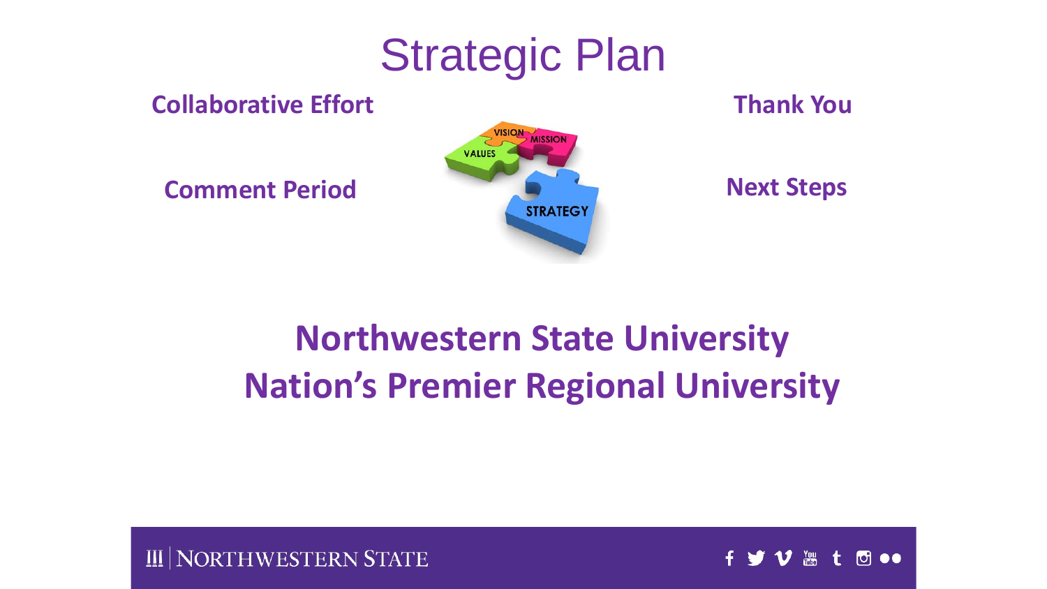# Strategic Plan

**Collaborative Effort**

**Thank You**

**Comment Period**

**Next Steps**

## Northwestern State University
## Nation's Premier Regional University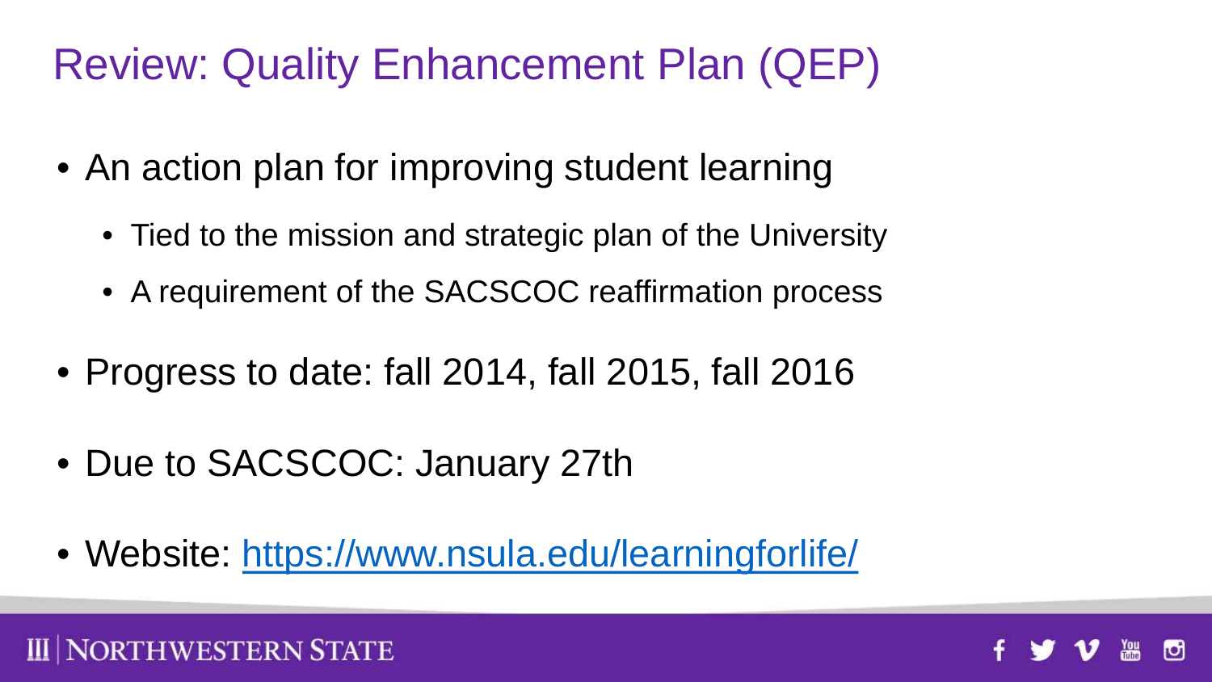# Review: Quality Enhancement Plan (QEP)

- An action plan for improving student learning
  - Tied to the mission and strategic plan of the University
  - A requirement of the SACSCOC reaffirmation process
- Progress to date: fall 2014, fall 2015, fall 2016
- Due to SACSCOC: January 27th
- Website: [https://www.nsula.edu/learningforlife/](https://www.nsula.edu/learningforlife/)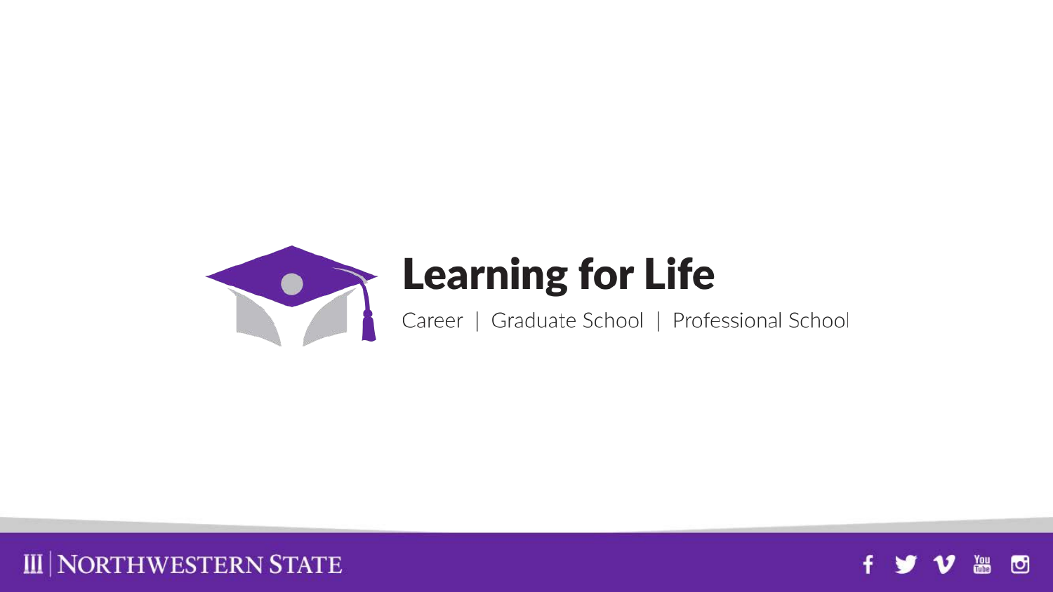# Learning for Life

Career | Graduate School | Professional School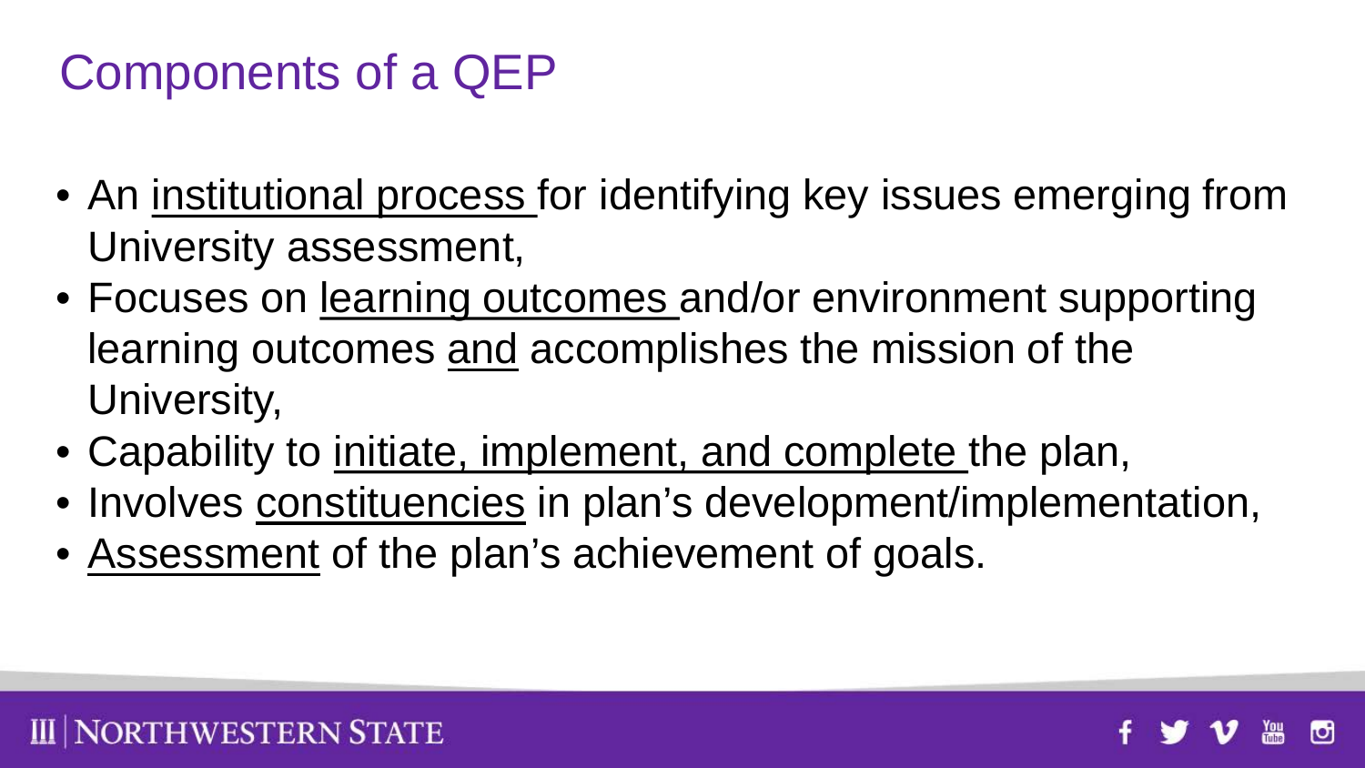# Components of a QEP

- An <u>institutional process</u> for identifying key issues emerging from University assessment,
- Focuses on <u>learning outcomes</u> and/or environment supporting learning outcomes <u>and</u> accomplishes the mission of the University,
- Capability to <u>initiate, implement, and complete</u> the plan,
- Involves <u>constituencies</u> in plan's development/implementation,
- <u>Assessment</u> of the plan's achievement of goals.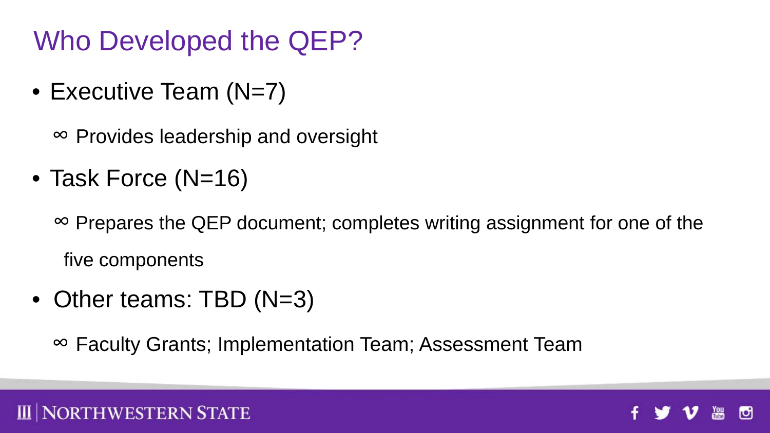# Who Developed the QEP?

- Executive Team (N=7)
  - ∞ Provides leadership and oversight
- Task Force (N=16)
  - ∞ Prepares the QEP document; completes writing assignment for one of the five components
- Other teams: TBD (N=3)
  - ∞ Faculty Grants; Implementation Team; Assessment Team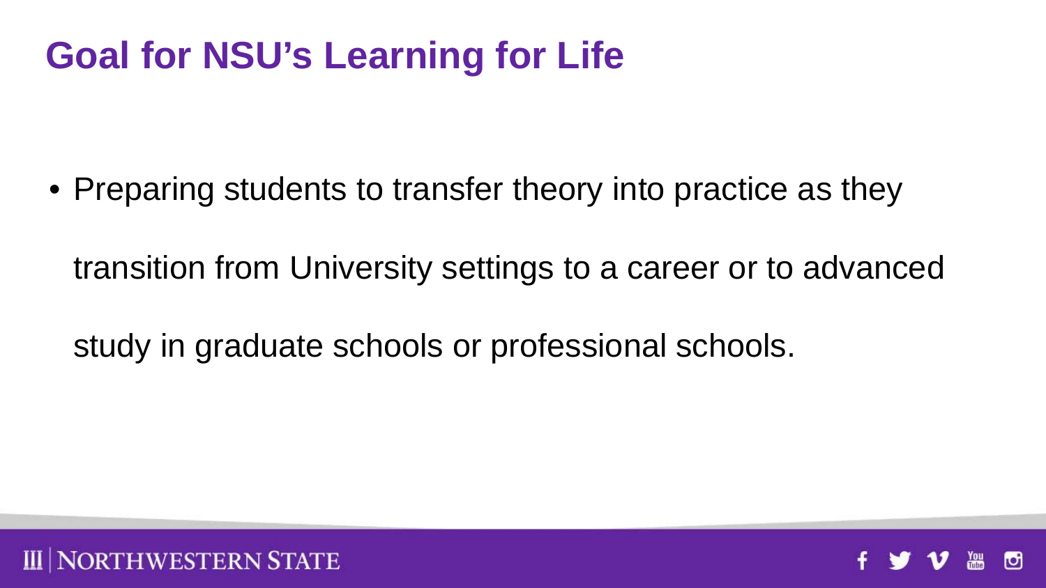# Goal for NSU's Learning for Life

- Preparing students to transfer theory into practice as they transition from University settings to a career or to advanced study in graduate schools or professional schools.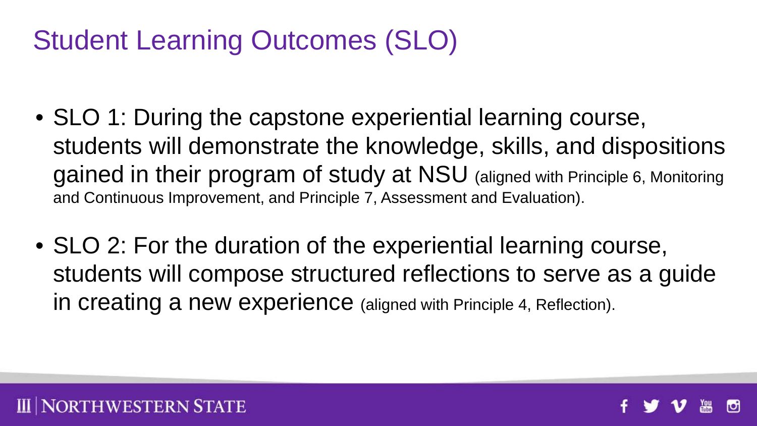# Student Learning Outcomes (SLO)

- SLO 1: During the capstone experiential learning course, students will demonstrate the knowledge, skills, and dispositions gained in their program of study at NSU (aligned with Principle 6, Monitoring and Continuous Improvement, and Principle 7, Assessment and Evaluation).
- SLO 2: For the duration of the experiential learning course, students will compose structured reflections to serve as a guide in creating a new experience (aligned with Principle 4, Reflection).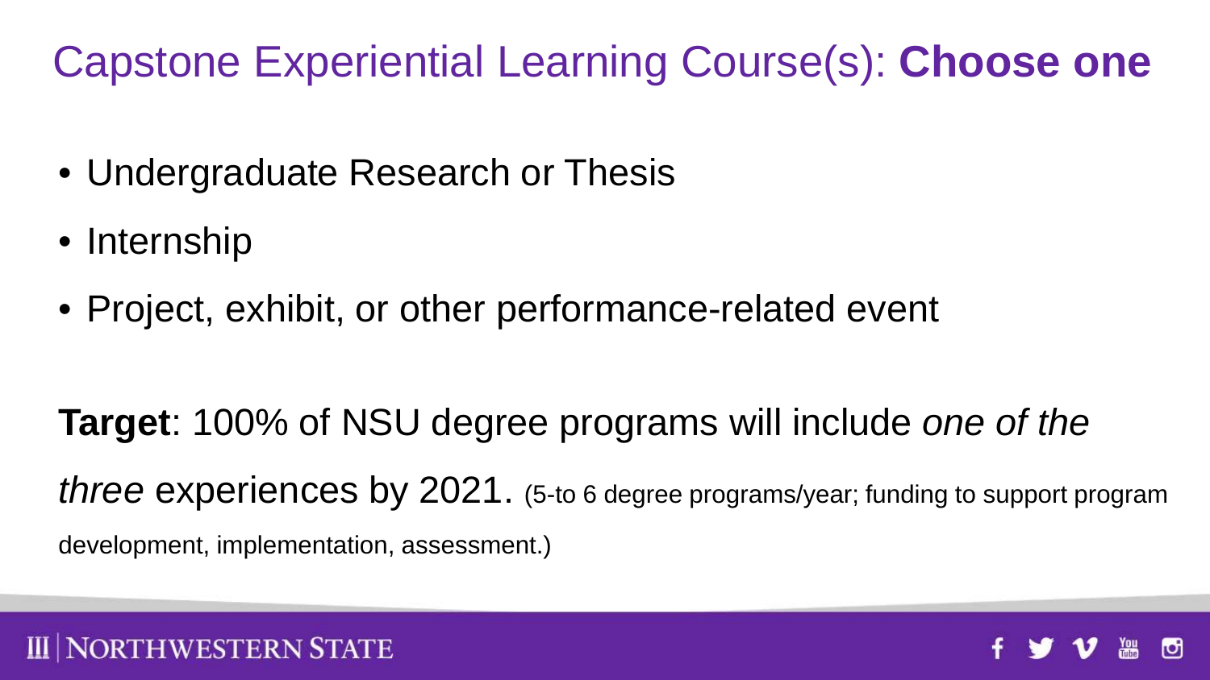# Capstone Experiential Learning Course(s): **Choose one**

- Undergraduate Research or Thesis
- Internship
- Project, exhibit, or other performance-related event

**Target**: 100% of NSU degree programs will include *one of the three* experiences by 2021. (5-to 6 degree programs/year; funding to support program development, implementation, assessment.)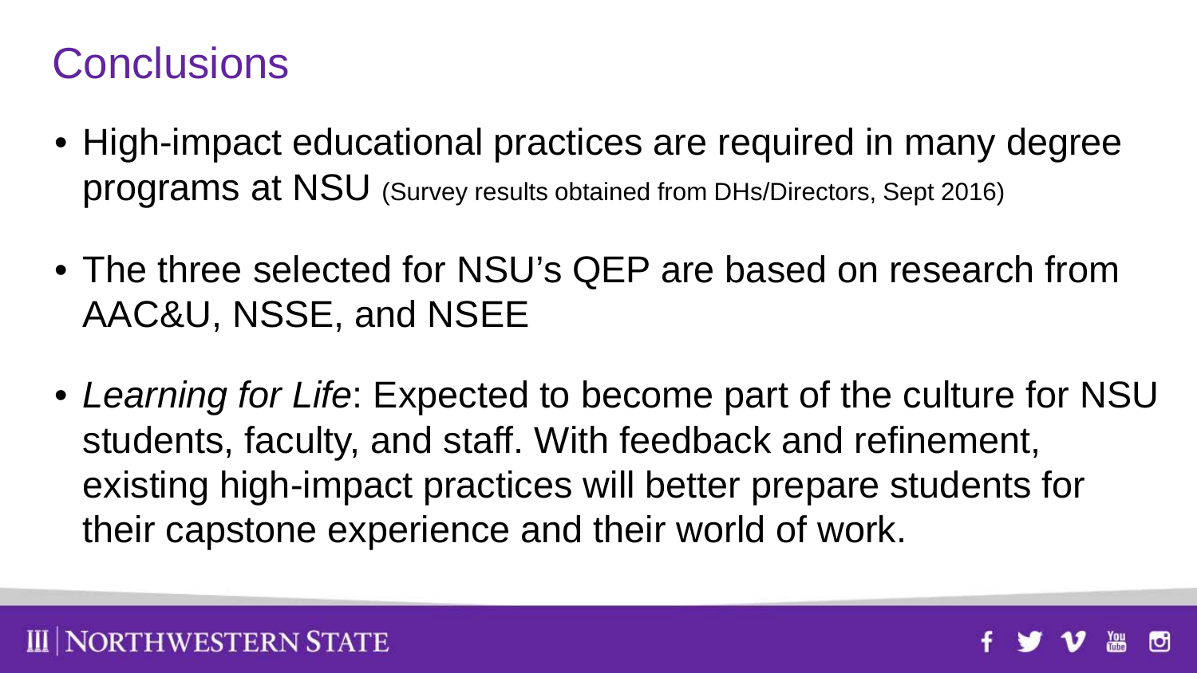# Conclusions

- High-impact educational practices are required in many degree programs at NSU (Survey results obtained from DHs/Directors, Sept 2016)
- The three selected for NSU's QEP are based on research from AAC&U, NSSE, and NSEE
- *Learning for Life*: Expected to become part of the culture for NSU students, faculty, and staff. With feedback and refinement, existing high-impact practices will better prepare students for their capstone experience and their world of work.